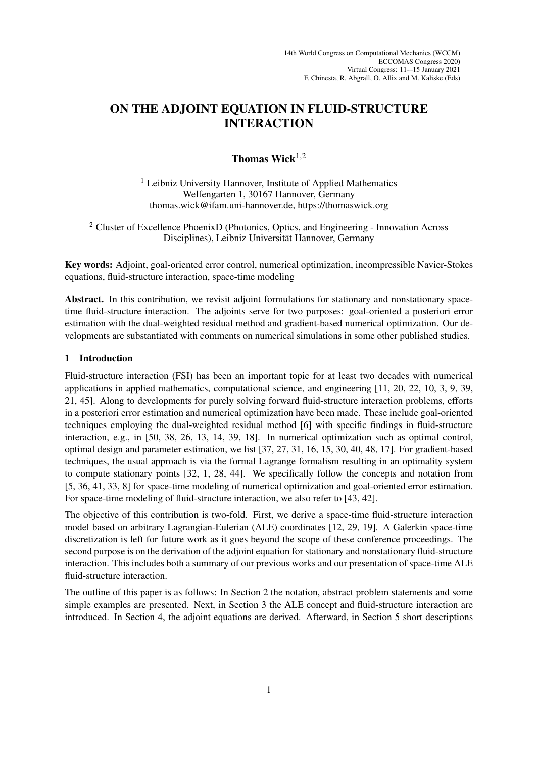# ON THE ADJOINT EQUATION IN FLUID-STRUCTURE INTERACTION

**Thomas Wick**[1,2]

[1] Leibniz University Hannover, Institute of Applied Mathematics
Welfengarten 1, 30167 Hannover, Germany
thomas.wick@ifam.uni-hannover.de, https://thomaswick.org

[2] Cluster of Excellence PhoenixD (Photonics, Optics, and Engineering - Innovation Across Disciplines), Leibniz Universität Hannover, Germany

**Key words:** Adjoint, goal-oriented error control, numerical optimization, incompressible Navier-Stokes equations, fluid-structure interaction, space-time modeling

**Abstract.** In this contribution, we revisit adjoint formulations for stationary and nonstationary space-time fluid-structure interaction. The adjoints serve for two purposes: goal-oriented a posteriori error estimation with the dual-weighted residual method and gradient-based numerical optimization. Our developments are substantiated with comments on numerical simulations in some other published studies.

## 1 Introduction

Fluid-structure interaction (FSI) has been an important topic for at least two decades with numerical applications in applied mathematics, computational science, and engineering [11, 20, 22, 10, 3, 9, 39, 21, 45]. Along to developments for purely solving forward fluid-structure interaction problems, efforts in a posteriori error estimation and numerical optimization have been made. These include goal-oriented techniques employing the dual-weighted residual method [6] with specific findings in fluid-structure interaction, e.g., in [50, 38, 26, 13, 14, 39, 18]. In numerical optimization such as optimal control, optimal design and parameter estimation, we list [37, 27, 31, 16, 15, 30, 40, 48, 17]. For gradient-based techniques, the usual approach is via the formal Lagrange formalism resulting in an optimality system to compute stationary points [32, 1, 28, 44]. We specifically follow the concepts and notation from [5, 36, 41, 33, 8] for space-time modeling of numerical optimization and goal-oriented error estimation. For space-time modeling of fluid-structure interaction, we also refer to [43, 42].

The objective of this contribution is two-fold. First, we derive a space-time fluid-structure interaction model based on arbitrary Lagrangian-Eulerian (ALE) coordinates [12, 29, 19]. A Galerkin space-time discretization is left for future work as it goes beyond the scope of these conference proceedings. The second purpose is on the derivation of the adjoint equation for stationary and nonstationary fluid-structure interaction. This includes both a summary of our previous works and our presentation of space-time ALE fluid-structure interaction.

The outline of this paper is as follows: In Section 2 the notation, abstract problem statements and some simple examples are presented. Next, in Section 3 the ALE concept and fluid-structure interaction are introduced. In Section 4, the adjoint equations are derived. Afterward, in Section 5 short descriptions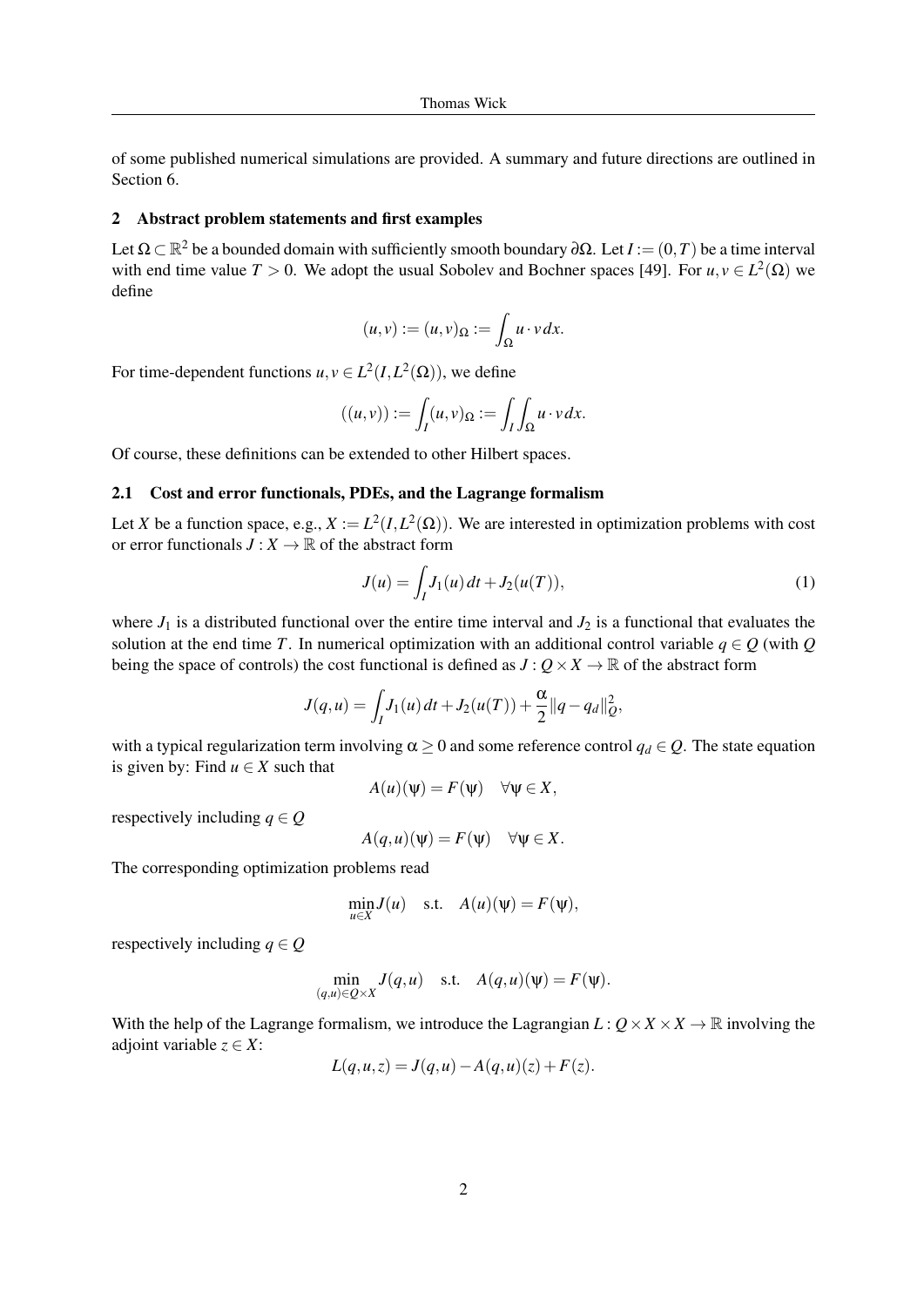of some published numerical simulations are provided. A summary and future directions are outlined in Section 6.

## 2 Abstract problem statements and first examples

Let $\Omega \subset \mathbb{R}^2$ be a bounded domain with sufficiently smooth boundary $\partial\Omega$. Let $I := (0,T)$ be a time interval with end time value $T > 0$. We adopt the usual Sobolev and Bochner spaces [49]. For $u, v \in L^2(\Omega)$ we define

$$(u,v) := (u,v)_\Omega := \int_\Omega u \cdot v \, dx.$$

For time-dependent functions $u, v \in L^2(I, L^2(\Omega))$, we define

$$((u,v)) := \int_I (u,v)_\Omega := \int_I \int_\Omega u \cdot v \, dx.$$

Of course, these definitions can be extended to other Hilbert spaces.

### 2.1 Cost and error functionals, PDEs, and the Lagrange formalism

Let $X$ be a function space, e.g., $X := L^2(I, L^2(\Omega))$. We are interested in optimization problems with cost or error functionals $J : X \to \mathbb{R}$ of the abstract form

$$J(u) = \int_I J_1(u) \, dt + J_2(u(T)), \tag{1}$$

where $J_1$ is a distributed functional over the entire time interval and $J_2$ is a functional that evaluates the solution at the end time $T$. In numerical optimization with an additional control variable $q \in Q$ (with $Q$ being the space of controls) the cost functional is defined as $J : Q \times X \to \mathbb{R}$ of the abstract form

$$J(q,u) = \int_I J_1(u) \, dt + J_2(u(T)) + \frac{\alpha}{2} \|q - q_d\|_Q^2,$$

with a typical regularization term involving $\alpha \geq 0$ and some reference control $q_d \in Q$. The state equation is given by: Find $u \in X$ such that

$$A(u)(\psi) = F(\psi) \quad \forall \psi \in X,$$

respectively including $q \in Q$

$$A(q,u)(\psi) = F(\psi) \quad \forall \psi \in X.$$

The corresponding optimization problems read

$$\min_{u \in X} J(u) \quad \text{s.t.} \quad A(u)(\psi) = F(\psi),$$

respectively including $q \in Q$

$$\min_{(q,u) \in Q \times X} J(q,u) \quad \text{s.t.} \quad A(q,u)(\psi) = F(\psi).$$

With the help of the Lagrange formalism, we introduce the Lagrangian $L : Q \times X \times X \to \mathbb{R}$ involving the adjoint variable $z \in X$:

$$L(q,u,z) = J(q,u) - A(q,u)(z) + F(z).$$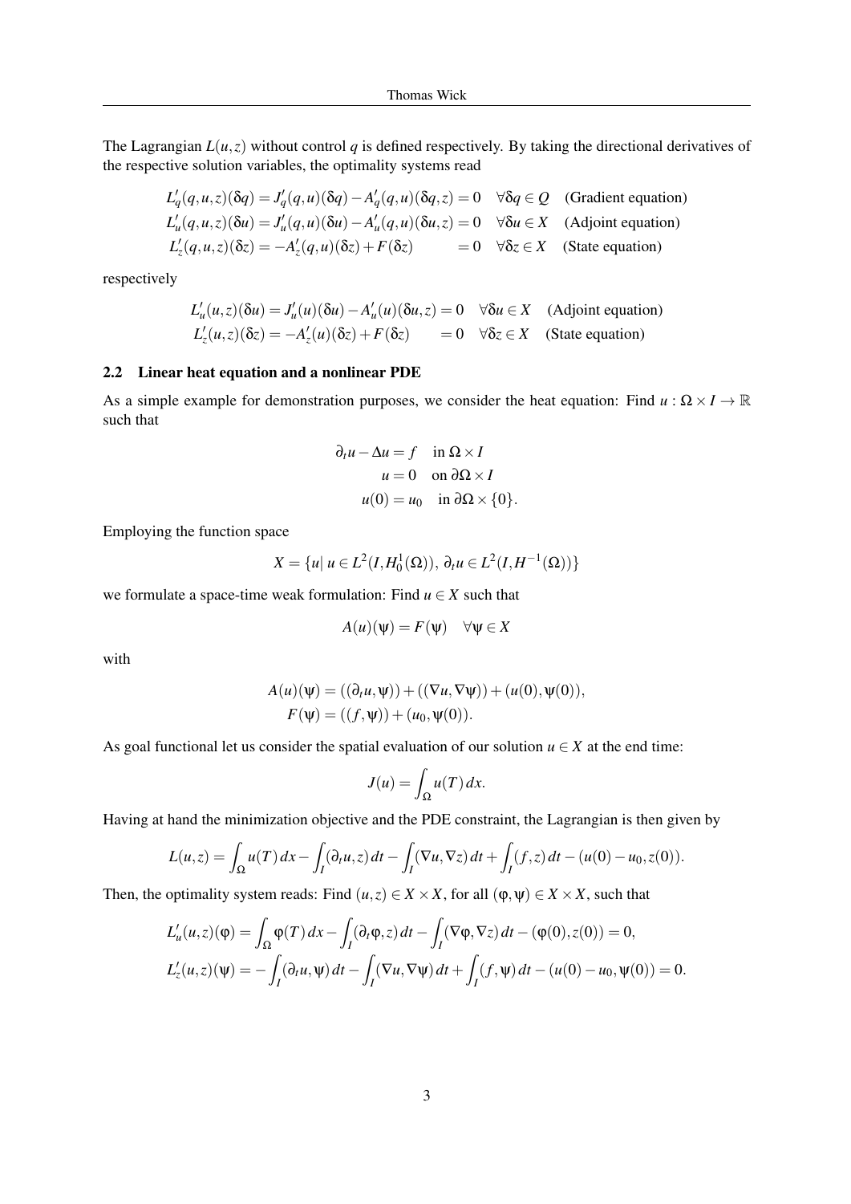The Lagrangian $L(u,z)$ without control $q$ is defined respectively. By taking the directional derivatives of the respective solution variables, the optimality systems read

$$
\begin{aligned}
L'_q(q,u,z)(\delta q) &= J'_q(q,u)(\delta q) - A'_q(q,u)(\delta q, z) = 0 \quad \forall \delta q \in Q \quad \text{(Gradient equation)}\\
L'_u(q,u,z)(\delta u) &= J'_u(q,u)(\delta u) - A'_u(q,u)(\delta u, z) = 0 \quad \forall \delta u \in X \quad \text{(Adjoint equation)}\\
L'_z(q,u,z)(\delta z) &= -A'_z(q,u)(\delta z) + F(\delta z) \qquad\quad\;\; = 0 \quad \forall \delta z \in X \quad \text{(State equation)}
\end{aligned}
$$

respectively

$$
\begin{aligned}
L'_u(u,z)(\delta u) &= J'_u(u)(\delta u) - A'_u(u)(\delta u, z) = 0 \quad \forall \delta u \in X \quad \text{(Adjoint equation)}\\
L'_z(u,z)(\delta z) &= -A'_z(u)(\delta z) + F(\delta z) \qquad\; = 0 \quad \forall \delta z \in X \quad \text{(State equation)}
\end{aligned}
$$

### 2.2 Linear heat equation and a nonlinear PDE

As a simple example for demonstration purposes, we consider the heat equation: Find $u : \Omega \times I \to \mathbb{R}$ such that

$$
\begin{aligned}
\partial_t u - \Delta u &= f \quad \text{in } \Omega \times I\\
u &= 0 \quad \text{on } \partial\Omega \times I\\
u(0) &= u_0 \quad \text{in } \partial\Omega \times \{0\}.
\end{aligned}
$$

Employing the function space

$$
X = \{u |\, u \in L^2(I, H^1_0(\Omega)),\, \partial_t u \in L^2(I, H^{-1}(\Omega))\}
$$

we formulate a space-time weak formulation: Find $u \in X$ such that

$$
A(u)(\psi) = F(\psi) \quad \forall \psi \in X
$$

with

$$
\begin{aligned}
A(u)(\psi) &= ((\partial_t u, \psi)) + ((\nabla u, \nabla \psi)) + (u(0), \psi(0)),\\
F(\psi) &= ((f, \psi)) + (u_0, \psi(0)).
\end{aligned}
$$

As goal functional let us consider the spatial evaluation of our solution $u \in X$ at the end time:

$$
J(u) = \int_\Omega u(T)\, dx.
$$

Having at hand the minimization objective and the PDE constraint, the Lagrangian is then given by

$$
L(u,z) = \int_\Omega u(T)\, dx - \int_I (\partial_t u, z)\, dt - \int_I (\nabla u, \nabla z)\, dt + \int_I (f, z)\, dt - (u(0) - u_0, z(0)).
$$

Then, the optimality system reads: Find $(u,z) \in X \times X$, for all $(\varphi, \psi) \in X \times X$, such that

$$
\begin{aligned}
L'_u(u,z)(\varphi) &= \int_\Omega \varphi(T)\, dx - \int_I (\partial_t \varphi, z)\, dt - \int_I (\nabla \varphi, \nabla z)\, dt - (\varphi(0), z(0)) = 0,\\
L'_z(u,z)(\psi) &= -\int_I (\partial_t u, \psi)\, dt - \int_I (\nabla u, \nabla \psi)\, dt + \int_I (f, \psi)\, dt - (u(0) - u_0, \psi(0)) = 0.
\end{aligned}
$$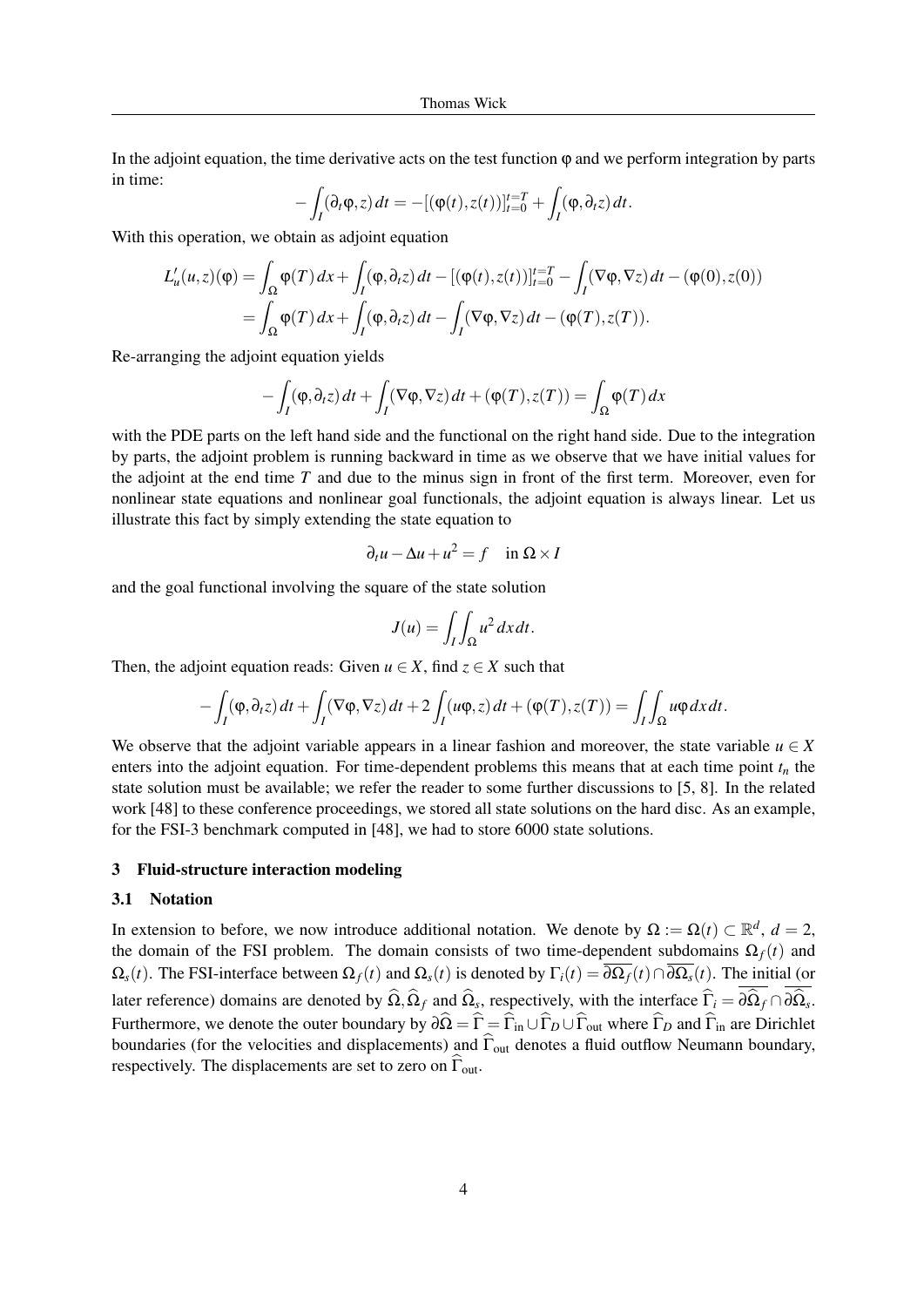In the adjoint equation, the time derivative acts on the test function $\varphi$ and we perform integration by parts in time:

$$-\int_I (\partial_t \varphi, z)\, dt = -[(\varphi(t), z(t))]_{t=0}^{t=T} + \int_I (\varphi, \partial_t z)\, dt.$$

With this operation, we obtain as adjoint equation

$$\begin{aligned}
L_u'(u,z)(\varphi) &= \int_\Omega \varphi(T)\, dx + \int_I (\varphi, \partial_t z)\, dt - [(\varphi(t), z(t))]_{t=0}^{t=T} - \int_I (\nabla\varphi, \nabla z)\, dt - (\varphi(0), z(0)) \\
&= \int_\Omega \varphi(T)\, dx + \int_I (\varphi, \partial_t z)\, dt - \int_I (\nabla\varphi, \nabla z)\, dt - (\varphi(T), z(T)).
\end{aligned}$$

Re-arranging the adjoint equation yields

$$-\int_I (\varphi, \partial_t z)\, dt + \int_I (\nabla\varphi, \nabla z)\, dt + (\varphi(T), z(T)) = \int_\Omega \varphi(T)\, dx$$

with the PDE parts on the left hand side and the functional on the right hand side. Due to the integration by parts, the adjoint problem is running backward in time as we observe that we have initial values for the adjoint at the end time $T$ and due to the minus sign in front of the first term. Moreover, even for nonlinear state equations and nonlinear goal functionals, the adjoint equation is always linear. Let us illustrate this fact by simply extending the state equation to

$$\partial_t u - \Delta u + u^2 = f \quad \text{in } \Omega \times I$$

and the goal functional involving the square of the state solution

$$J(u) = \int_I \int_\Omega u^2\, dx\, dt.$$

Then, the adjoint equation reads: Given $u \in X$, find $z \in X$ such that

$$-\int_I (\varphi, \partial_t z)\, dt + \int_I (\nabla\varphi, \nabla z)\, dt + 2\int_I (u\varphi, z)\, dt + (\varphi(T), z(T)) = \int_I \int_\Omega u\varphi\, dx\, dt.$$

We observe that the adjoint variable appears in a linear fashion and moreover, the state variable $u \in X$ enters into the adjoint equation. For time-dependent problems this means that at each time point $t_n$ the state solution must be available; we refer the reader to some further discussions to [5, 8]. In the related work [48] to these conference proceedings, we stored all state solutions on the hard disc. As an example, for the FSI-3 benchmark computed in [48], we had to store 6000 state solutions.

## 3 Fluid-structure interaction modeling

### 3.1 Notation

In extension to before, we now introduce additional notation. We denote by $\Omega := \Omega(t) \subset \mathbb{R}^d$, $d = 2$, the domain of the FSI problem. The domain consists of two time-dependent subdomains $\Omega_f(t)$ and $\Omega_s(t)$. The FSI-interface between $\Omega_f(t)$ and $\Omega_s(t)$ is denoted by $\Gamma_i(t) = \overline{\partial\Omega_f}(t) \cap \overline{\partial\Omega_s}(t)$. The initial (or later reference) domains are denoted by $\widehat{\Omega}, \widehat{\Omega}_f$ and $\widehat{\Omega}_s$, respectively, with the interface $\widehat{\Gamma}_i = \overline{\partial\widehat{\Omega}_f} \cap \overline{\partial\widehat{\Omega}_s}$. Furthermore, we denote the outer boundary by $\partial\widehat{\Omega} = \widehat{\Gamma} = \widehat{\Gamma}_{\text{in}} \cup \widehat{\Gamma}_D \cup \widehat{\Gamma}_{\text{out}}$ where $\widehat{\Gamma}_D$ and $\widehat{\Gamma}_{\text{in}}$ are Dirichlet boundaries (for the velocities and displacements) and $\widehat{\Gamma}_{\text{out}}$ denotes a fluid outflow Neumann boundary, respectively. The displacements are set to zero on $\widehat{\Gamma}_{\text{out}}$.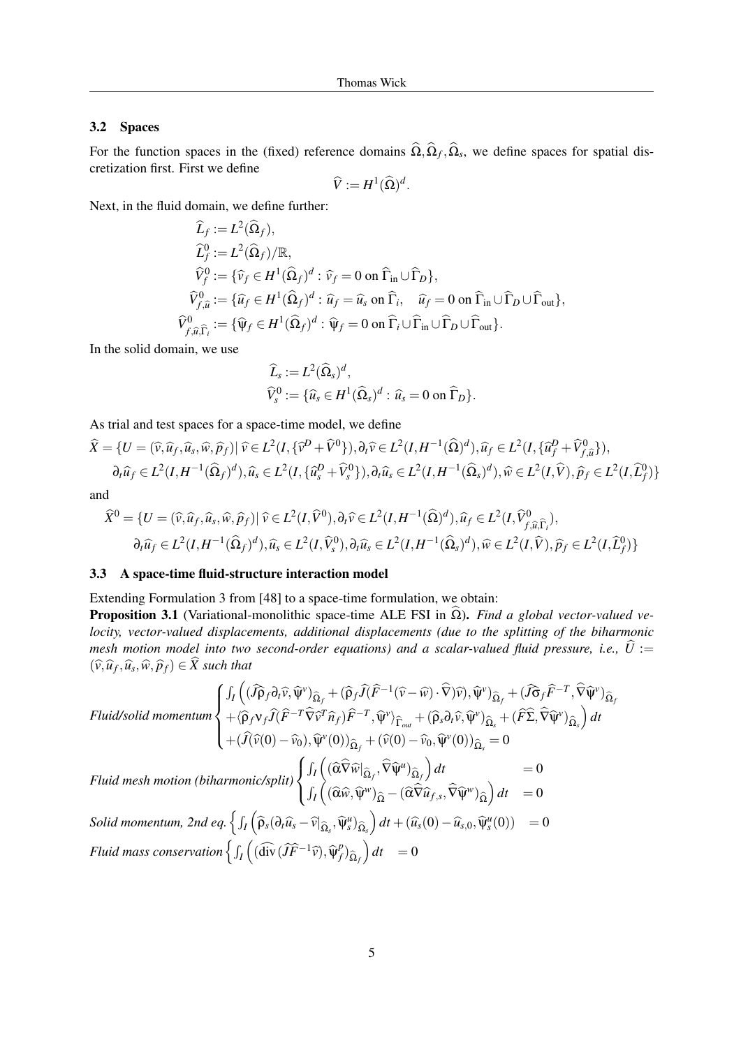### 3.2 Spaces

For the function spaces in the (fixed) reference domains $\widehat{\Omega}, \widehat{\Omega}_f, \widehat{\Omega}_s$, we define spaces for spatial discretization first. First we define

$$\widehat{V} := H^1(\widehat{\Omega})^d.$$

Next, in the fluid domain, we define further:

$$\begin{aligned}
\widehat{L}_f &:= L^2(\widehat{\Omega}_f), \\
\widehat{L}_f^0 &:= L^2(\widehat{\Omega}_f)/\mathbb{R}, \\
\widehat{V}_f^0 &:= \{\widehat{v}_f \in H^1(\widehat{\Omega}_f)^d : \widehat{v}_f = 0 \text{ on } \widehat{\Gamma}_{\text{in}} \cup \widehat{\Gamma}_D\}, \\
\widehat{V}_{f,\widehat{u}}^0 &:= \{\widehat{u}_f \in H^1(\widehat{\Omega}_f)^d : \widehat{u}_f = \widehat{u}_s \text{ on } \widehat{\Gamma}_i, \quad \widehat{u}_f = 0 \text{ on } \widehat{\Gamma}_{\text{in}} \cup \widehat{\Gamma}_D \cup \widehat{\Gamma}_{\text{out}}\}, \\
\widehat{V}_{f,\widehat{u},\widehat{\Gamma}_i}^0 &:= \{\widehat{\psi}_f \in H^1(\widehat{\Omega}_f)^d : \widehat{\psi}_f = 0 \text{ on } \widehat{\Gamma}_i \cup \widehat{\Gamma}_{\text{in}} \cup \widehat{\Gamma}_D \cup \widehat{\Gamma}_{\text{out}}\}.
\end{aligned}$$

In the solid domain, we use

$$\begin{aligned}
\widehat{L}_s &:= L^2(\widehat{\Omega}_s)^d, \\
\widehat{V}_s^0 &:= \{\widehat{u}_s \in H^1(\widehat{\Omega}_s)^d : \widehat{u}_s = 0 \text{ on } \widehat{\Gamma}_D\}.
\end{aligned}$$

As trial and test spaces for a space-time model, we define

$$\begin{aligned}
\widehat{X} = \{U = (\widehat{v}, \widehat{u}_f, \widehat{u}_s, \widehat{w}, \widehat{p}_f) |\, &\widehat{v} \in L^2(I, \{\widehat{v}^D + \widehat{V}^0\}), \partial_t \widehat{v} \in L^2(I, H^{-1}(\widehat{\Omega})^d), \widehat{u}_f \in L^2(I, \{\widehat{u}_f^D + \widehat{V}_{f,\widehat{u}}^0\}), \\
&\partial_t \widehat{u}_f \in L^2(I, H^{-1}(\widehat{\Omega}_f)^d), \widehat{u}_s \in L^2(I, \{\widehat{u}_s^D + \widehat{V}_s^0\}), \partial_t \widehat{u}_s \in L^2(I, H^{-1}(\widehat{\Omega}_s)^d), \widehat{w} \in L^2(I, \widehat{V}), \widehat{p}_f \in L^2(I, \widehat{L}_f^0)\}
\end{aligned}$$

and

$$\begin{aligned}
\widehat{X}^0 = \{U = (\widehat{v}, \widehat{u}_f, \widehat{u}_s, \widehat{w}, \widehat{p}_f) |\, &\widehat{v} \in L^2(I, \widehat{V}^0), \partial_t \widehat{v} \in L^2(I, H^{-1}(\widehat{\Omega})^d), \widehat{u}_f \in L^2(I, \widehat{V}_{f,\widehat{u},\widehat{\Gamma}_i}^0), \\
&\partial_t \widehat{u}_f \in L^2(I, H^{-1}(\widehat{\Omega}_f)^d), \widehat{u}_s \in L^2(I, \widehat{V}_s^0), \partial_t \widehat{u}_s \in L^2(I, H^{-1}(\widehat{\Omega}_s)^d), \widehat{w} \in L^2(I, \widehat{V}), \widehat{p}_f \in L^2(I, \widehat{L}_f^0)\}
\end{aligned}$$

### 3.3 A space-time fluid-structure interaction model

Extending Formulation 3 from [48] to a space-time formulation, we obtain:

**Proposition 3.1** (Variational-monolithic space-time ALE FSI in $\widehat{\Omega}$). *Find a global vector-valued velocity, vector-valued displacements, additional displacements (due to the splitting of the biharmonic mesh motion model into two second-order equations) and a scalar-valued fluid pressure, i.e., $\widehat{U} := (\widehat{v}, \widehat{u}_f, \widehat{u}_s, \widehat{w}, \widehat{p}_f) \in \widehat{X}$ such that*

$$\textit{Fluid/solid momentum} \begin{cases}
\int_I \Big( (\widehat{J}\widehat{\rho}_f \partial_t \widehat{v}, \widehat{\psi}^v)_{\widehat{\Omega}_f} + (\widehat{\rho}_f \widehat{J}(\widehat{F}^{-1}(\widehat{v} - \widehat{w}) \cdot \widehat{\nabla})\widehat{v}), \widehat{\psi}^v)_{\widehat{\Omega}_f} + (\widehat{J}\widehat{\sigma}_f \widehat{F}^{-T}, \widehat{\nabla}\widehat{\psi}^v)_{\widehat{\Omega}_f} \\
+ \langle \widehat{\rho}_f \nu_f \widehat{J}(\widehat{F}^{-T} \widehat{\nabla}\widehat{v}^T \widehat{n}_f) \widehat{F}^{-T}, \widehat{\psi}^v \rangle_{\widehat{\Gamma}_{out}} + (\widehat{\rho}_s \partial_t \widehat{v}, \widehat{\psi}^v)_{\widehat{\Omega}_s} + (\widehat{F}\widehat{\Sigma}, \widehat{\nabla}\widehat{\psi}^v)_{\widehat{\Omega}_s} \Big)\, dt \\
+ (\widehat{J}(\widehat{v}(0) - \widehat{v}_0), \widehat{\psi}^v(0))_{\widehat{\Omega}_f} + (\widehat{v}(0) - \widehat{v}_0, \widehat{\psi}^v(0))_{\widehat{\Omega}_s} = 0
\end{cases}$$

$$\textit{Fluid mesh motion (biharmonic/split)} \begin{cases}
\int_I \Big( (\widehat{\alpha}\widehat{\nabla}\widehat{w}|_{\widehat{\Omega}_f}, \widehat{\nabla}\widehat{\psi}^u)_{\widehat{\Omega}_f} \Big)\, dt & = 0 \\
\int_I \Big( (\widehat{\alpha}\widehat{w}, \widehat{\psi}^w)_{\widehat{\Omega}} - (\widehat{\alpha}\widehat{\nabla}\widehat{u}_{f,s}, \widehat{\nabla}\widehat{\psi}^w)_{\widehat{\Omega}} \Big)\, dt & = 0
\end{cases}$$

$$\textit{Solid momentum, 2nd eq.} \Big\{ \int_I \Big( \widehat{\rho}_s (\partial_t \widehat{u}_s - \widehat{v}|_{\widehat{\Omega}_s}, \widehat{\psi}_s^u)_{\widehat{\Omega}_s} \Big)\, dt + (\widehat{u}_s(0) - \widehat{u}_{s,0}, \widehat{\psi}_s^u(0)) \quad = 0$$

$$\textit{Fluid mass conservation} \Big\{ \int_I \Big( (\widehat{\operatorname{div}}(\widehat{J}\widehat{F}^{-1}\widehat{v}), \widehat{\psi}_f^p)_{\widehat{\Omega}_f} \Big)\, dt \quad = 0$$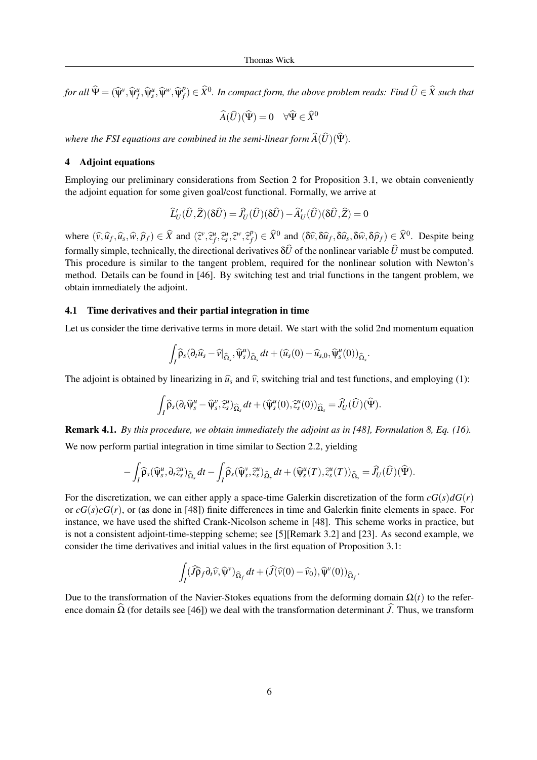*for all* $\widehat{\Psi} = (\widehat{\psi}^v, \widehat{\psi}^u_f, \widehat{\psi}^u_s, \widehat{\psi}^w, \widehat{\psi}^p_f) \in \widehat{X}^0$*. In compact form, the above problem reads: Find* $\widehat{U} \in \widehat{X}$ *such that*

$$\widehat{A}(\widehat{U})(\widehat{\Psi}) = 0 \quad \forall \widehat{\Psi} \in \widehat{X}^0$$

*where the FSI equations are combined in the semi-linear form* $\widehat{A}(\widehat{U})(\widehat{\Psi})$*.*

## 4 Adjoint equations

Employing our preliminary considerations from Section 2 for Proposition 3.1, we obtain conveniently the adjoint equation for some given goal/cost functional. Formally, we arrive at

$$\widehat{L}'_U(\widehat{U},\widehat{Z})(\delta\widehat{U}) = \widehat{J}'_U(\widehat{U})(\delta\widehat{U}) - \widehat{A}'_U(\widehat{U})(\delta\widehat{U},\widehat{Z}) = 0$$

where $(\widehat{v},\widehat{u}_f,\widehat{u}_s,\widehat{w},\widehat{p}_f) \in \widehat{X}$ and $(\widehat{z}^v,\widehat{z}^u_f,\widehat{z}^u_s,\widehat{z}^w,\widehat{z}^p_f) \in \widehat{X}^0$ and $(\delta\widehat{v},\delta\widehat{u}_f,\delta\widehat{u}_s,\delta\widehat{w},\delta\widehat{p}_f) \in \widehat{X}^0$. Despite being formally simple, technically, the directional derivatives $\delta\widehat{U}$ of the nonlinear variable $\widehat{U}$ must be computed. This procedure is similar to the tangent problem, required for the nonlinear solution with Newton's method. Details can be found in [46]. By switching test and trial functions in the tangent problem, we obtain immediately the adjoint.

### 4.1 Time derivatives and their partial integration in time

Let us consider the time derivative terms in more detail. We start with the solid 2nd momentum equation

$$\int_I \widehat{\rho}_s(\partial_t \widehat{u}_s - \widehat{v}|_{\widehat{\Omega}_s}, \widehat{\psi}^u_s)_{\widehat{\Omega}_s}\, dt + (\widehat{u}_s(0) - \widehat{u}_{s,0}, \widehat{\psi}^u_s(0))_{\widehat{\Omega}_s}.$$

The adjoint is obtained by linearizing in $\widehat{u}_s$ and $\widehat{v}$, switching trial and test functions, and employing (1):

$$\int_I \widehat{\rho}_s(\partial_t \widehat{\psi}^u_s - \widehat{\psi}^v_s, \widehat{z}^u_s)_{\widehat{\Omega}_s}\, dt + (\widehat{\psi}^u_s(0), \widehat{z}^u_s(0))_{\widehat{\Omega}_s} = \widehat{J}'_U(\widehat{U})(\widehat{\Psi}).$$

**Remark 4.1.** *By this procedure, we obtain immediately the adjoint as in [48], Formulation 8, Eq. (16).*

We now perform partial integration in time similar to Section 2.2, yielding

$$-\int_I \widehat{\rho}_s(\widehat{\psi}^u_s, \partial_t \widehat{z}^u_s)_{\widehat{\Omega}_s}\, dt - \int_I \widehat{\rho}_s(\widehat{\psi}^v_s, \widehat{z}^u_s)_{\widehat{\Omega}_s}\, dt + (\widehat{\psi}^u_s(T), \widehat{z}^u_s(T))_{\widehat{\Omega}_s} = \widehat{J}'_U(\widehat{U})(\widehat{\Psi}).$$

For the discretization, we can either apply a space-time Galerkin discretization of the form $cG(s)dG(r)$ or $cG(s)cG(r)$, or (as done in [48]) finite differences in time and Galerkin finite elements in space. For instance, we have used the shifted Crank-Nicolson scheme in [48]. This scheme works in practice, but is not a consistent adjoint-time-stepping scheme; see [5][Remark 3.2] and [23]. As second example, we consider the time derivatives and initial values in the first equation of Proposition 3.1:

$$\int_I (\widehat{J}\widehat{\rho}_f \partial_t \widehat{v}, \widehat{\psi}^v)_{\widehat{\Omega}_f}\, dt + (\widehat{J}(\widehat{v}(0) - \widehat{v}_0), \widehat{\psi}^v(0))_{\widehat{\Omega}_f}.$$

Due to the transformation of the Navier-Stokes equations from the deforming domain $\Omega(t)$ to the reference domain $\widehat{\Omega}$ (for details see [46]) we deal with the transformation determinant $\widehat{J}$. Thus, we transform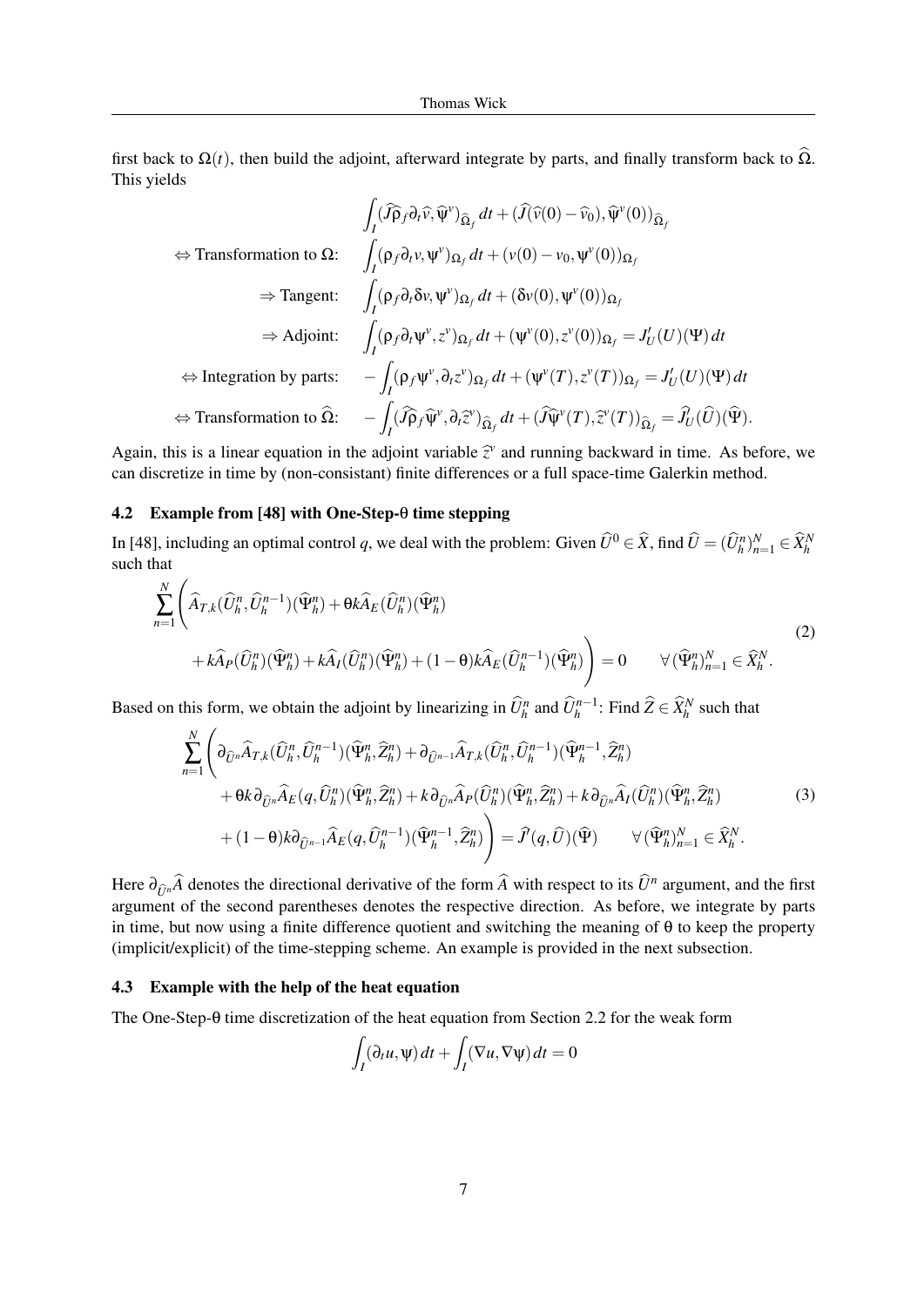first back to $\Omega(t)$, then build the adjoint, afterward integrate by parts, and finally transform back to $\widehat{\Omega}$. This yields

$$
\begin{aligned}
&\int_I (\widehat{J}\widehat{\rho}_f \partial_t \widehat{v}, \widehat{\psi}^v)_{\widehat{\Omega}_f}\, dt + (\widehat{J}(\widehat{v}(0) - \widehat{v}_0), \widehat{\psi}^v(0))_{\widehat{\Omega}_f} \\
\Leftrightarrow \text{Transformation to } \Omega: \quad &\int_I (\rho_f \partial_t v, \psi^v)_{\Omega_f}\, dt + (v(0) - v_0, \psi^v(0))_{\Omega_f} \\
\Rightarrow \text{Tangent:} \quad &\int_I (\rho_f \partial_t \delta v, \psi^v)_{\Omega_f}\, dt + (\delta v(0), \psi^v(0))_{\Omega_f} \\
\Rightarrow \text{Adjoint:} \quad &\int_I (\rho_f \partial_t \psi^v, z^v)_{\Omega_f}\, dt + (\psi^v(0), z^v(0))_{\Omega_f} = J'_U(U)(\Psi)\, dt \\
\Leftrightarrow \text{Integration by parts:} \quad &-\int_I (\rho_f \psi^v, \partial_t z^v)_{\Omega_f}\, dt + (\psi^v(T), z^v(T))_{\Omega_f} = J'_U(U)(\Psi)\, dt \\
\Leftrightarrow \text{Transformation to } \widehat{\Omega}: \quad &-\int_I (\widehat{J}\widehat{\rho}_f \widehat{\psi}^v, \partial_t \widehat{z}^v)_{\widehat{\Omega}_f}\, dt + (\widehat{J}\widehat{\psi}^v(T), \widehat{z}^v(T))_{\widehat{\Omega}_f} = \widehat{J}_U(\widehat{U})(\widehat{\Psi}).
\end{aligned}
$$

Again, this is a linear equation in the adjoint variable $\widehat{z}^v$ and running backward in time. As before, we can discretize in time by (non-consistant) finite differences or a full space-time Galerkin method.

### 4.2 Example from [48] with One-Step-θ time stepping

In [48], including an optimal control $q$, we deal with the problem: Given $\widehat{U}^0 \in \widehat{X}$, find $\widehat{U} = (\widehat{U}_h^n)_{n=1}^N \in \widehat{X}_h^N$ such that

$$
\begin{aligned}
\sum_{n=1}^N \Bigg( &\widehat{A}_{T,k}(\widehat{U}_h^n, \widehat{U}_h^{n-1})(\widehat{\Psi}_h^n) + \theta k \widehat{A}_E(\widehat{U}_h^n)(\widehat{\Psi}_h^n) \\
&+ k\widehat{A}_P(\widehat{U}_h^n)(\widehat{\Psi}_h^n) + k\widehat{A}_I(\widehat{U}_h^n)(\widehat{\Psi}_h^n) + (1-\theta)k\widehat{A}_E(\widehat{U}_h^{n-1})(\widehat{\Psi}_h^n) \Bigg) = 0 \qquad \forall (\widehat{\Psi}_h^n)_{n=1}^N \in \widehat{X}_h^N.
\end{aligned} \tag{2}
$$

Based on this form, we obtain the adjoint by linearizing in $\widehat{U}_h^n$ and $\widehat{U}_h^{n-1}$: Find $\widehat{Z} \in \widehat{X}_h^N$ such that

$$
\begin{aligned}
\sum_{n=1}^N \Bigg( &\partial_{\widehat{U}^n} \widehat{A}_{T,k}(\widehat{U}_h^n, \widehat{U}_h^{n-1})(\widehat{\Psi}_h^n, \widehat{Z}_h^n) + \partial_{\widehat{U}^{n-1}} \widehat{A}_{T,k}(\widehat{U}_h^n, \widehat{U}_h^{n-1})(\widehat{\Psi}_h^{n-1}, \widehat{Z}_h^n) \\
&+ \theta k \partial_{\widehat{U}^n} \widehat{A}_E(q, \widehat{U}_h^n)(\widehat{\Psi}_h^n, \widehat{Z}_h^n) + k\partial_{\widehat{U}^n} \widehat{A}_P(\widehat{U}_h^n)(\widehat{\Psi}_h^n, \widehat{Z}_h^n) + k\partial_{\widehat{U}^n} \widehat{A}_I(\widehat{U}_h^n)(\widehat{\Psi}_h^n, \widehat{Z}_h^n) \\
&+ (1-\theta)k\partial_{\widehat{U}^{n-1}} \widehat{A}_E(q, \widehat{U}_h^{n-1})(\widehat{\Psi}_h^{n-1}, \widehat{Z}_h^n) \Bigg) = \widehat{J}'(q, \widehat{U})(\widehat{\Psi}) \qquad \forall (\widehat{\Psi}_h^n)_{n=1}^N \in \widehat{X}_h^N.
\end{aligned} \tag{3}
$$

Here $\partial_{\widehat{U}^n} \widehat{A}$ denotes the directional derivative of the form $\widehat{A}$ with respect to its $\widehat{U}^n$ argument, and the first argument of the second parentheses denotes the respective direction. As before, we integrate by parts in time, but now using a finite difference quotient and switching the meaning of $\theta$ to keep the property (implicit/explicit) of the time-stepping scheme. An example is provided in the next subsection.

### 4.3 Example with the help of the heat equation

The One-Step-θ time discretization of the heat equation from Section 2.2 for the weak form

$$
\int_I (\partial_t u, \psi)\, dt + \int_I (\nabla u, \nabla \psi)\, dt = 0
$$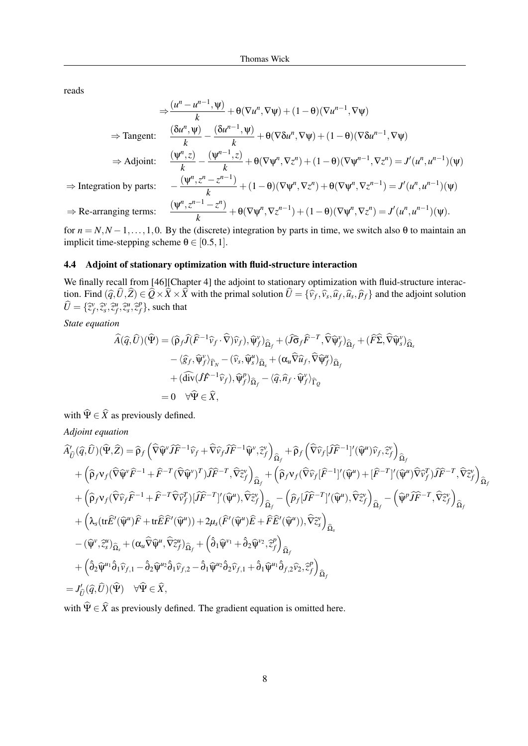reads

$$
\begin{aligned}
&\Rightarrow \frac{(u^n - u^{n-1}, \psi)}{k} + \theta(\nabla u^n, \nabla\psi) + (1-\theta)(\nabla u^{n-1}, \nabla\psi)\\
\Rightarrow \text{Tangent:}\quad & \frac{(\delta u^n, \psi)}{k} - \frac{(\delta u^{n-1}, \psi)}{k} + \theta(\nabla \delta u^n, \nabla\psi) + (1-\theta)(\nabla \delta u^{n-1}, \nabla\psi)\\
\Rightarrow \text{Adjoint:}\quad & \frac{(\psi^n, z)}{k} - \frac{(\psi^{n-1}, z)}{k} + \theta(\nabla \psi^n, \nabla z^n) + (1-\theta)(\nabla \psi^{n-1}, \nabla z^n) = J'(u^n, u^{n-1})(\psi)\\
\Rightarrow \text{Integration by parts:}\quad & -\frac{(\psi^n, z^n - z^{n-1})}{k} + (1-\theta)(\nabla \psi^n, \nabla z^n) + \theta(\nabla \psi^n, \nabla z^{n-1}) = J'(u^n, u^{n-1})(\psi)\\
\Rightarrow \text{Re-arranging terms:}\quad & \frac{(\psi^n, z^{n-1} - z^n)}{k} + \theta(\nabla \psi^n, \nabla z^{n-1}) + (1-\theta)(\nabla \psi^n, \nabla z^n) = J'(u^n, u^{n-1})(\psi).
\end{aligned}
$$

for $n = N, N-1, \ldots, 1, 0$. By the (discrete) integration by parts in time, we switch also $\theta$ to maintain an implicit time-stepping scheme $\theta \in [0.5, 1]$.

### 4.4 Adjoint of stationary optimization with fluid-structure interaction

We finally recall from [46][Chapter 4] the adjoint to stationary optimization with fluid-structure interaction. Find $(\widehat{q}, \widehat{U}, \widehat{Z}) \in \widehat{Q} \times \widehat{X} \times \widehat{X}$ with the primal solution $\widehat{U} = \{\widehat{v}_f, \widehat{v}_s, \widehat{u}_f, \widehat{u}_s, \widehat{p}_f\}$ and the adjoint solution $\widehat{U} = \{\widehat{z}_f^v, \widehat{z}_s^v, \widehat{z}_f^u, \widehat{z}_s^u, \widehat{z}_f^p\}$, such that

*State equation*

$$
\begin{aligned}
\widehat{A}(\widehat{q}, \widehat{U})(\widehat{\Psi}) &= (\widehat{\rho}_f \widehat{J}(\widehat{F}^{-1}\widehat{v}_f \cdot \widehat{\nabla})\widehat{v}_f), \widehat{\psi}_f^v)_{\widehat{\Omega}_f} + (\widehat{J}\widehat{\sigma}_f \widehat{F}^{-T}, \widehat{\nabla}\widehat{\psi}_f^v)_{\widehat{\Omega}_f} + (\widehat{F}\widehat{\Sigma}, \widehat{\nabla}\widehat{\psi}_s^v)_{\widehat{\Omega}_s}\\
&\quad - \langle \widehat{g}_f, \widehat{\psi}_f^v \rangle_{\widehat{\Gamma}_N} - (\widehat{v}_s, \widehat{\psi}_s^u)_{\widehat{\Omega}_s} + (\alpha_u \widehat{\nabla}\widehat{u}_f, \widehat{\nabla}\widehat{\psi}_f^u)_{\widehat{\Omega}_f}\\
&\quad + (\widehat{\mathrm{div}}(\widehat{J}\widehat{F}^{-1}\widehat{v}_f), \widehat{\psi}_f^p)_{\widehat{\Omega}_f} - \langle \widehat{q}, \widehat{n}_f \cdot \widehat{\psi}_f^v \rangle_{\widehat{\Gamma}_Q}\\
&= 0 \quad \forall \widehat{\Psi} \in \widehat{X},
\end{aligned}
$$

with $\widehat{\Psi} \in \widehat{X}$ as previously defined.

*Adjoint equation*

$$
\begin{aligned}
&\widehat{A}'_{\widehat{U}}(\widehat{q}, \widehat{U})(\widehat{\Psi}, \widehat{Z}) = \widehat{\rho}_f \left( \widehat{\nabla}\widehat{\psi}^v \widehat{J}\widehat{F}^{-1}\widehat{v}_f + \widehat{\nabla}\widehat{v}_f \widehat{J}\widehat{F}^{-1}\widehat{\psi}^v, \widehat{z}_f^v \right)_{\widehat{\Omega}_f} + \widehat{\rho}_f \left( \widehat{\nabla}\widehat{v}_f [\widehat{J}\widehat{F}^{-1}]'(\widehat{\psi}^u)\widehat{v}_f, \widehat{z}_f^v \right)_{\widehat{\Omega}_f}\\
&\quad + \left( \widehat{\rho}_f \nu_f (\widehat{\nabla}\widehat{\psi}^v \widehat{F}^{-1} + \widehat{F}^{-T}(\widehat{\nabla}\widehat{\psi}^v)^T)\widehat{J}\widehat{F}^{-T}, \widehat{\nabla}\widehat{z}_f^v \right)_{\widehat{\Omega}_f} + \left( \widehat{\rho}_f \nu_f (\widehat{\nabla}\widehat{v}_f [\widehat{F}^{-1}]'(\widehat{\psi}^u) + [\widehat{F}^{-T}]'(\widehat{\psi}^u)\widehat{\nabla}\widehat{v}_f^T)\widehat{J}\widehat{F}^{-T}, \widehat{\nabla}\widehat{z}_f^v \right)_{\widehat{\Omega}_f}\\
&\quad + \left( \widehat{\rho}_f \nu_f (\widehat{\nabla}\widehat{v}_f \widehat{F}^{-1} + \widehat{F}^{-T}\widehat{\nabla}\widehat{v}_f^T)[\widehat{J}\widehat{F}^{-T}]'(\widehat{\psi}^u), \widehat{\nabla}\widehat{z}_f^v \right)_{\widehat{\Omega}_f} - \left( \widehat{p}_f [\widehat{J}\widehat{F}^{-T}]'(\widehat{\psi}^u), \widehat{\nabla}\widehat{z}_f^v \right)_{\widehat{\Omega}_f} - \left( \widehat{\psi}^p \widehat{J}\widehat{F}^{-T}, \widehat{\nabla}\widehat{z}_f^v \right)_{\widehat{\Omega}_f}\\
&\quad + \left( \lambda_s (\mathrm{tr}\widehat{E}'(\widehat{\psi}^u)\widehat{F} + \mathrm{tr}\widehat{E}\widehat{F}'(\widehat{\psi}^u)) + 2\mu_s (\widehat{F}'(\widehat{\psi}^u)\widehat{E} + \widehat{F}\widehat{E}'(\widehat{\psi}^u)), \widehat{\nabla}\widehat{z}_s^v \right)_{\widehat{\Omega}_s}\\
&\quad - (\widehat{\psi}^v, \widehat{z}_s^u)_{\widehat{\Omega}_s} + (\alpha_u \widehat{\nabla}\widehat{\psi}^u, \widehat{\nabla}\widehat{z}_f^u)_{\widehat{\Omega}_f} + \left( \hat{\partial}_1 \widehat{\psi}^{v_1} + \hat{\partial}_2 \widehat{\psi}^{v_2}, \widehat{z}_f^p \right)_{\widehat{\Omega}_f}\\
&\quad + \left( \hat{\partial}_2 \widehat{\psi}^{u_1} \hat{\partial}_1 \widehat{v}_{f,1} - \hat{\partial}_2 \widehat{\psi}^{u_2} \hat{\partial}_1 \widehat{v}_{f,2} - \hat{\partial}_1 \widehat{\psi}^{u_2} \hat{\partial}_2 \widehat{v}_{f,1} + \hat{\partial}_1 \widehat{\psi}^{u_1} \hat{\partial}_{f,2} \widehat{v}_2, \widehat{z}_f^p \right)_{\widehat{\Omega}_f}\\
&= J'_{\widehat{U}}(\widehat{q}, \widehat{U})(\widehat{\Psi}) \quad \forall \widehat{\Psi} \in \widehat{X},
\end{aligned}
$$

with $\widehat{\Psi} \in \widehat{X}$ as previously defined. The gradient equation is omitted here.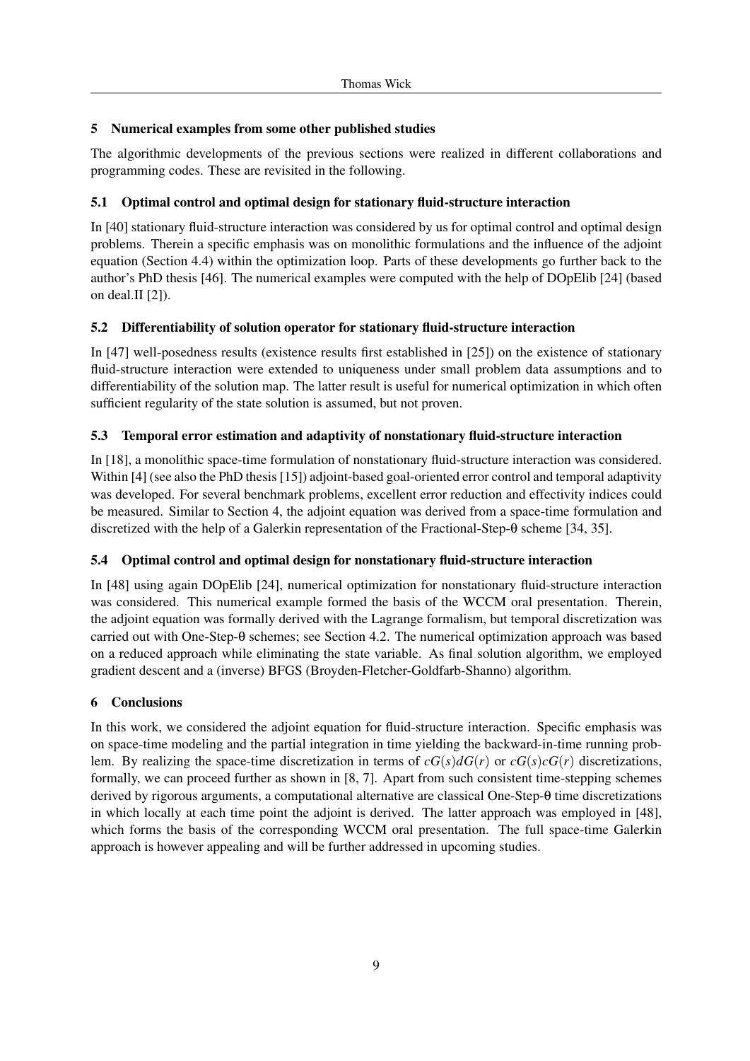## 5 Numerical examples from some other published studies

The algorithmic developments of the previous sections were realized in different collaborations and programming codes. These are revisited in the following.

### 5.1 Optimal control and optimal design for stationary fluid-structure interaction

In [40] stationary fluid-structure interaction was considered by us for optimal control and optimal design problems. Therein a specific emphasis was on monolithic formulations and the influence of the adjoint equation (Section 4.4) within the optimization loop. Parts of these developments go further back to the author's PhD thesis [46]. The numerical examples were computed with the help of DOpElib [24] (based on deal.II [2]).

### 5.2 Differentiability of solution operator for stationary fluid-structure interaction

In [47] well-posedness results (existence results first established in [25]) on the existence of stationary fluid-structure interaction were extended to uniqueness under small problem data assumptions and to differentiability of the solution map. The latter result is useful for numerical optimization in which often sufficient regularity of the state solution is assumed, but not proven.

### 5.3 Temporal error estimation and adaptivity of nonstationary fluid-structure interaction

In [18], a monolithic space-time formulation of nonstationary fluid-structure interaction was considered. Within [4] (see also the PhD thesis [15]) adjoint-based goal-oriented error control and temporal adaptivity was developed. For several benchmark problems, excellent error reduction and effectivity indices could be measured. Similar to Section 4, the adjoint equation was derived from a space-time formulation and discretized with the help of a Galerkin representation of the Fractional-Step-$\theta$ scheme [34, 35].

### 5.4 Optimal control and optimal design for nonstationary fluid-structure interaction

In [48] using again DOpElib [24], numerical optimization for nonstationary fluid-structure interaction was considered. This numerical example formed the basis of the WCCM oral presentation. Therein, the adjoint equation was formally derived with the Lagrange formalism, but temporal discretization was carried out with One-Step-$\theta$ schemes; see Section 4.2. The numerical optimization approach was based on a reduced approach while eliminating the state variable. As final solution algorithm, we employed gradient descent and a (inverse) BFGS (Broyden-Fletcher-Goldfarb-Shanno) algorithm.

## 6 Conclusions

In this work, we considered the adjoint equation for fluid-structure interaction. Specific emphasis was on space-time modeling and the partial integration in time yielding the backward-in-time running problem. By realizing the space-time discretization in terms of $cG(s)dG(r)$ or $cG(s)cG(r)$ discretizations, formally, we can proceed further as shown in [8, 7]. Apart from such consistent time-stepping schemes derived by rigorous arguments, a computational alternative are classical One-Step-$\theta$ time discretizations in which locally at each time point the adjoint is derived. The latter approach was employed in [48], which forms the basis of the corresponding WCCM oral presentation. The full space-time Galerkin approach is however appealing and will be further addressed in upcoming studies.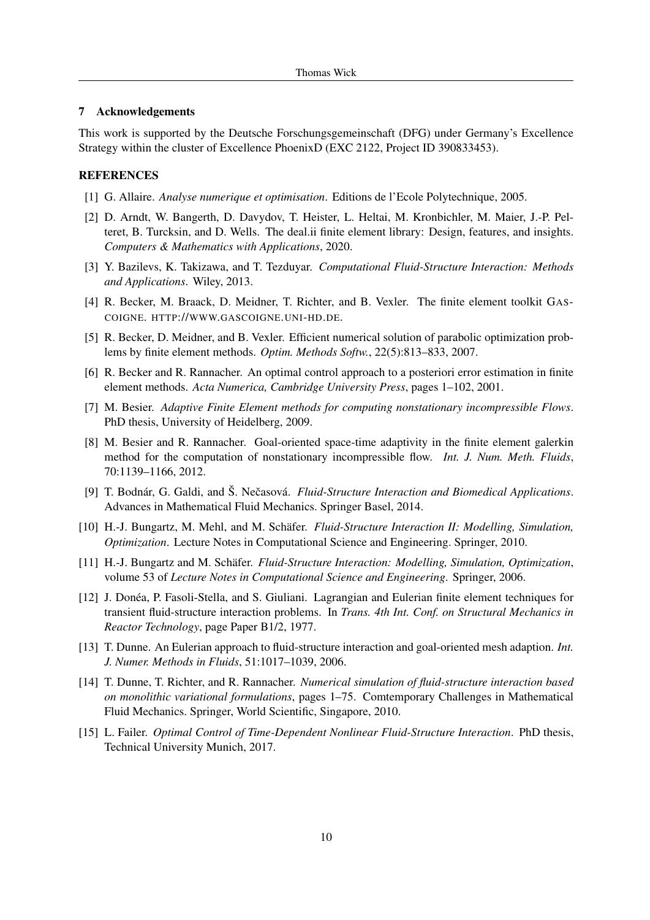## 7 Acknowledgements

This work is supported by the Deutsche Forschungsgemeinschaft (DFG) under Germany's Excellence Strategy within the cluster of Excellence PhoenixD (EXC 2122, Project ID 390833453).

## REFERENCES

[1] G. Allaire. *Analyse numerique et optimisation*. Editions de l'Ecole Polytechnique, 2005.

[2] D. Arndt, W. Bangerth, D. Davydov, T. Heister, L. Heltai, M. Kronbichler, M. Maier, J.-P. Pelteret, B. Turcksin, and D. Wells. The deal.ii finite element library: Design, features, and insights. *Computers & Mathematics with Applications*, 2020.

[3] Y. Bazilevs, K. Takizawa, and T. Tezduyar. *Computational Fluid-Structure Interaction: Methods and Applications*. Wiley, 2013.

[4] R. Becker, M. Braack, D. Meidner, T. Richter, and B. Vexler. The finite element toolkit GASCOIGNE. HTTP://WWW.GASCOIGNE.UNI-HD.DE.

[5] R. Becker, D. Meidner, and B. Vexler. Efficient numerical solution of parabolic optimization problems by finite element methods. *Optim. Methods Softw.*, 22(5):813–833, 2007.

[6] R. Becker and R. Rannacher. An optimal control approach to a posteriori error estimation in finite element methods. *Acta Numerica, Cambridge University Press*, pages 1–102, 2001.

[7] M. Besier. *Adaptive Finite Element methods for computing nonstationary incompressible Flows*. PhD thesis, University of Heidelberg, 2009.

[8] M. Besier and R. Rannacher. Goal-oriented space-time adaptivity in the finite element galerkin method for the computation of nonstationary incompressible flow. *Int. J. Num. Meth. Fluids*, 70:1139–1166, 2012.

[9] T. Bodnár, G. Galdi, and Š. Nečasová. *Fluid-Structure Interaction and Biomedical Applications*. Advances in Mathematical Fluid Mechanics. Springer Basel, 2014.

[10] H.-J. Bungartz, M. Mehl, and M. Schäfer. *Fluid-Structure Interaction II: Modelling, Simulation, Optimization*. Lecture Notes in Computational Science and Engineering. Springer, 2010.

[11] H.-J. Bungartz and M. Schäfer. *Fluid-Structure Interaction: Modelling, Simulation, Optimization*, volume 53 of *Lecture Notes in Computational Science and Engineering*. Springer, 2006.

[12] J. Donéa, P. Fasoli-Stella, and S. Giuliani. Lagrangian and Eulerian finite element techniques for transient fluid-structure interaction problems. In *Trans. 4th Int. Conf. on Structural Mechanics in Reactor Technology*, page Paper B1/2, 1977.

[13] T. Dunne. An Eulerian approach to fluid-structure interaction and goal-oriented mesh adaption. *Int. J. Numer. Methods in Fluids*, 51:1017–1039, 2006.

[14] T. Dunne, T. Richter, and R. Rannacher. *Numerical simulation of fluid-structure interaction based on monolithic variational formulations*, pages 1–75. Comtemporary Challenges in Mathematical Fluid Mechanics. Springer, World Scientific, Singapore, 2010.

[15] L. Failer. *Optimal Control of Time-Dependent Nonlinear Fluid-Structure Interaction*. PhD thesis, Technical University Munich, 2017.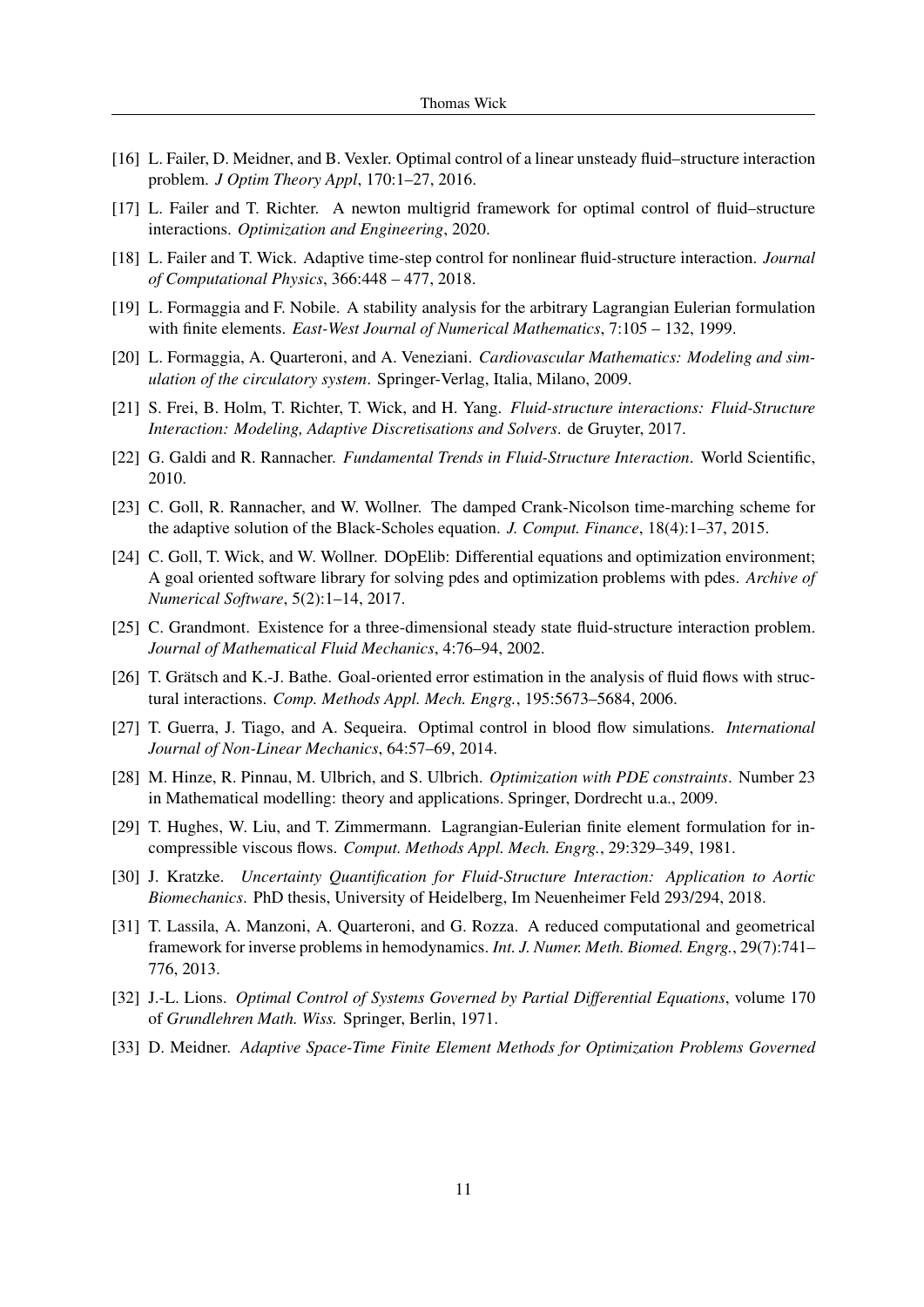[16] L. Failer, D. Meidner, and B. Vexler. Optimal control of a linear unsteady fluid–structure interaction problem. *J Optim Theory Appl*, 170:1–27, 2016.

[17] L. Failer and T. Richter. A newton multigrid framework for optimal control of fluid–structure interactions. *Optimization and Engineering*, 2020.

[18] L. Failer and T. Wick. Adaptive time-step control for nonlinear fluid-structure interaction. *Journal of Computational Physics*, 366:448 – 477, 2018.

[19] L. Formaggia and F. Nobile. A stability analysis for the arbitrary Lagrangian Eulerian formulation with finite elements. *East-West Journal of Numerical Mathematics*, 7:105 – 132, 1999.

[20] L. Formaggia, A. Quarteroni, and A. Veneziani. *Cardiovascular Mathematics: Modeling and simulation of the circulatory system*. Springer-Verlag, Italia, Milano, 2009.

[21] S. Frei, B. Holm, T. Richter, T. Wick, and H. Yang. *Fluid-structure interactions: Fluid-Structure Interaction: Modeling, Adaptive Discretisations and Solvers*. de Gruyter, 2017.

[22] G. Galdi and R. Rannacher. *Fundamental Trends in Fluid-Structure Interaction*. World Scientific, 2010.

[23] C. Goll, R. Rannacher, and W. Wollner. The damped Crank-Nicolson time-marching scheme for the adaptive solution of the Black-Scholes equation. *J. Comput. Finance*, 18(4):1–37, 2015.

[24] C. Goll, T. Wick, and W. Wollner. DOpElib: Differential equations and optimization environment; A goal oriented software library for solving pdes and optimization problems with pdes. *Archive of Numerical Software*, 5(2):1–14, 2017.

[25] C. Grandmont. Existence for a three-dimensional steady state fluid-structure interaction problem. *Journal of Mathematical Fluid Mechanics*, 4:76–94, 2002.

[26] T. Grätsch and K.-J. Bathe. Goal-oriented error estimation in the analysis of fluid flows with structural interactions. *Comp. Methods Appl. Mech. Engrg.*, 195:5673–5684, 2006.

[27] T. Guerra, J. Tiago, and A. Sequeira. Optimal control in blood flow simulations. *International Journal of Non-Linear Mechanics*, 64:57–69, 2014.

[28] M. Hinze, R. Pinnau, M. Ulbrich, and S. Ulbrich. *Optimization with PDE constraints*. Number 23 in Mathematical modelling: theory and applications. Springer, Dordrecht u.a., 2009.

[29] T. Hughes, W. Liu, and T. Zimmermann. Lagrangian-Eulerian finite element formulation for incompressible viscous flows. *Comput. Methods Appl. Mech. Engrg.*, 29:329–349, 1981.

[30] J. Kratzke. *Uncertainty Quantification for Fluid-Structure Interaction: Application to Aortic Biomechanics*. PhD thesis, University of Heidelberg, Im Neuenheimer Feld 293/294, 2018.

[31] T. Lassila, A. Manzoni, A. Quarteroni, and G. Rozza. A reduced computational and geometrical framework for inverse problems in hemodynamics. *Int. J. Numer. Meth. Biomed. Engrg.*, 29(7):741–776, 2013.

[32] J.-L. Lions. *Optimal Control of Systems Governed by Partial Differential Equations*, volume 170 of *Grundlehren Math. Wiss.* Springer, Berlin, 1971.

[33] D. Meidner. *Adaptive Space-Time Finite Element Methods for Optimization Problems Governed*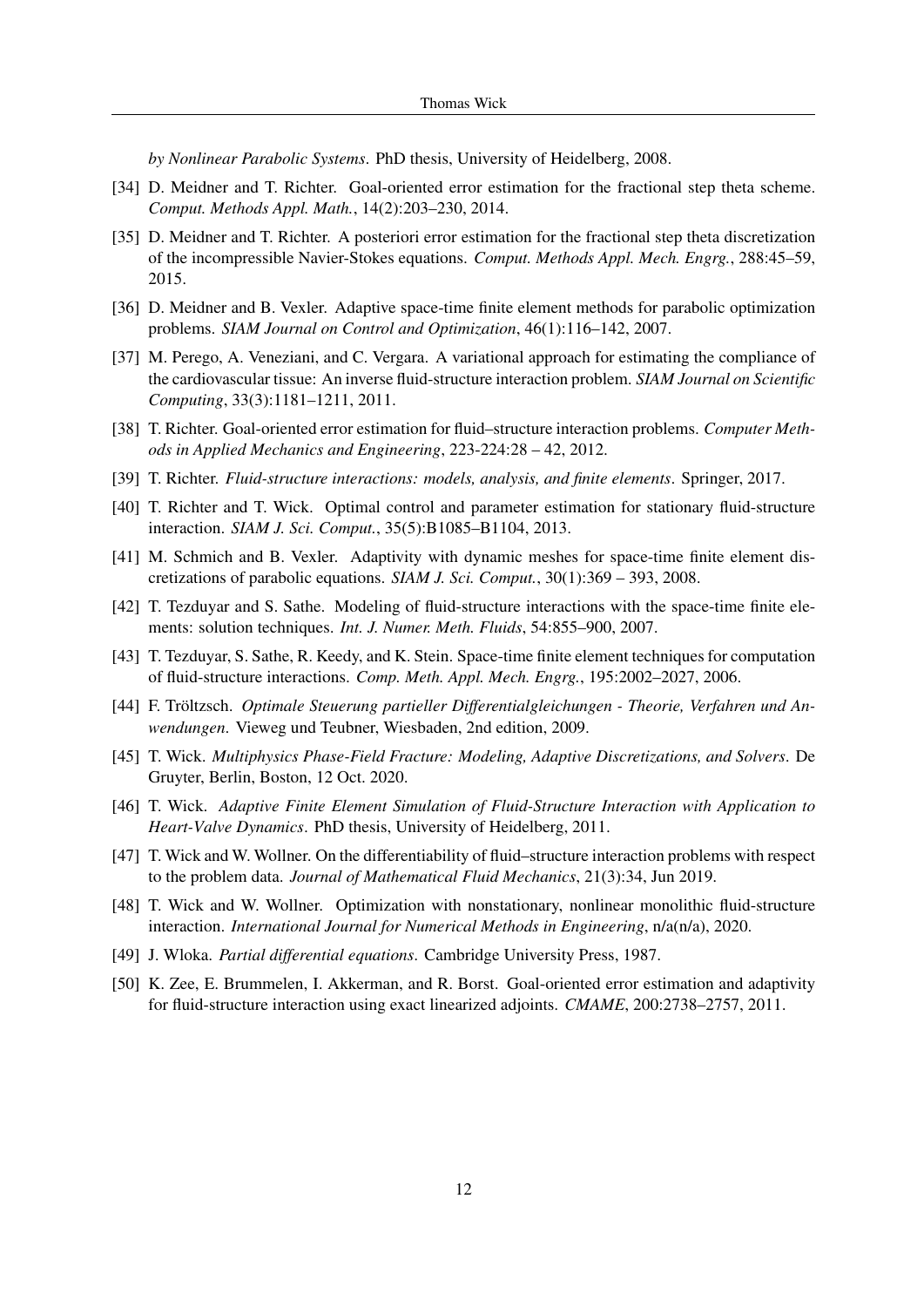*by Nonlinear Parabolic Systems*. PhD thesis, University of Heidelberg, 2008.

[34] D. Meidner and T. Richter. Goal-oriented error estimation for the fractional step theta scheme. *Comput. Methods Appl. Math.*, 14(2):203–230, 2014.

[35] D. Meidner and T. Richter. A posteriori error estimation for the fractional step theta discretization of the incompressible Navier-Stokes equations. *Comput. Methods Appl. Mech. Engrg.*, 288:45–59, 2015.

[36] D. Meidner and B. Vexler. Adaptive space-time finite element methods for parabolic optimization problems. *SIAM Journal on Control and Optimization*, 46(1):116–142, 2007.

[37] M. Perego, A. Veneziani, and C. Vergara. A variational approach for estimating the compliance of the cardiovascular tissue: An inverse fluid-structure interaction problem. *SIAM Journal on Scientific Computing*, 33(3):1181–1211, 2011.

[38] T. Richter. Goal-oriented error estimation for fluid–structure interaction problems. *Computer Methods in Applied Mechanics and Engineering*, 223-224:28 – 42, 2012.

[39] T. Richter. *Fluid-structure interactions: models, analysis, and finite elements*. Springer, 2017.

[40] T. Richter and T. Wick. Optimal control and parameter estimation for stationary fluid-structure interaction. *SIAM J. Sci. Comput.*, 35(5):B1085–B1104, 2013.

[41] M. Schmich and B. Vexler. Adaptivity with dynamic meshes for space-time finite element discretizations of parabolic equations. *SIAM J. Sci. Comput.*, 30(1):369 – 393, 2008.

[42] T. Tezduyar and S. Sathe. Modeling of fluid-structure interactions with the space-time finite elements: solution techniques. *Int. J. Numer. Meth. Fluids*, 54:855–900, 2007.

[43] T. Tezduyar, S. Sathe, R. Keedy, and K. Stein. Space-time finite element techniques for computation of fluid-structure interactions. *Comp. Meth. Appl. Mech. Engrg.*, 195:2002–2027, 2006.

[44] F. Tröltzsch. *Optimale Steuerung partieller Differentialgleichungen - Theorie, Verfahren und Anwendungen*. Vieweg und Teubner, Wiesbaden, 2nd edition, 2009.

[45] T. Wick. *Multiphysics Phase-Field Fracture: Modeling, Adaptive Discretizations, and Solvers*. De Gruyter, Berlin, Boston, 12 Oct. 2020.

[46] T. Wick. *Adaptive Finite Element Simulation of Fluid-Structure Interaction with Application to Heart-Valve Dynamics*. PhD thesis, University of Heidelberg, 2011.

[47] T. Wick and W. Wollner. On the differentiability of fluid–structure interaction problems with respect to the problem data. *Journal of Mathematical Fluid Mechanics*, 21(3):34, Jun 2019.

[48] T. Wick and W. Wollner. Optimization with nonstationary, nonlinear monolithic fluid-structure interaction. *International Journal for Numerical Methods in Engineering*, n/a(n/a), 2020.

[49] J. Wloka. *Partial differential equations*. Cambridge University Press, 1987.

[50] K. Zee, E. Brummelen, I. Akkerman, and R. Borst. Goal-oriented error estimation and adaptivity for fluid-structure interaction using exact linearized adjoints. *CMAME*, 200:2738–2757, 2011.